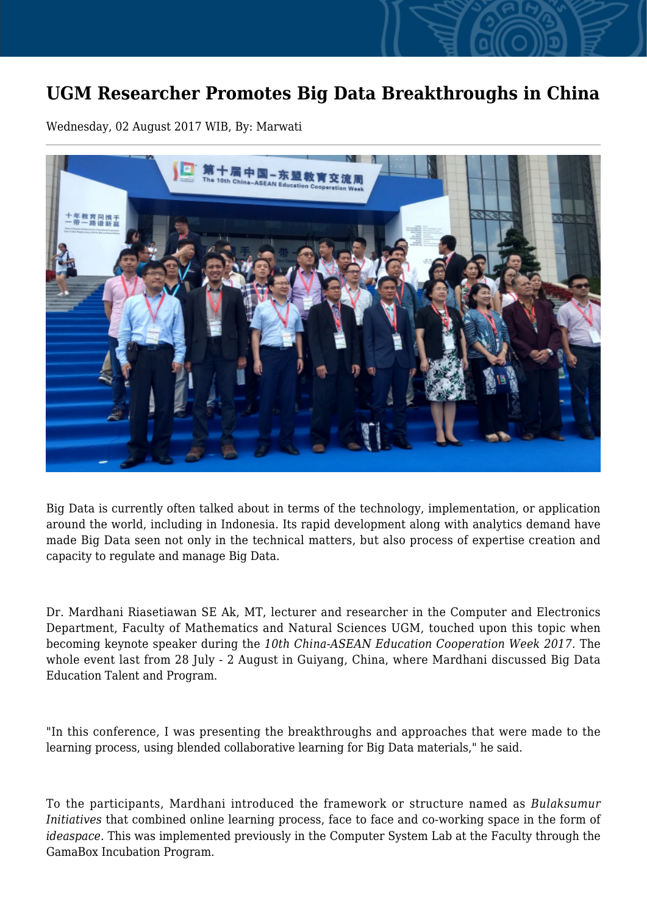# UGM Researcher Promotes Big Data Breakthroughs in China

Wednesday, 02 August 2017 WIB, By: Marwati

Big Data is currently often talked about in terms of the technology, implementation, or application around the world, including in Indonesia. Its rapid development along with analytics demand have made Big Data seen not only in the technical matters, but also process of expertise creation and capacity to regulate and manage Big Data.

Dr. Mardhani Riasetiawan SE Ak, MT, lecturer and researcher in the Computer and Electronics Department, Faculty of Mathematics and Natural Sciences UGM, touched upon this topic when becoming keynote speaker during the *10th China-ASEAN Education Cooperation Week 2017*. The whole event last from 28 July - 2 August in Guiyang, China, where Mardhani discussed Big Data Education Talent and Program.

"In this conference, I was presenting the breakthroughs and approaches that were made to the learning process, using blended collaborative learning for Big Data materials," he said.

To the participants, Mardhani introduced the framework or structure named as *Bulaksumur Initiatives* that combined online learning process, face to face and co-working space in the form of *ideaspace*. This was implemented previously in the Computer System Lab at the Faculty through the GamaBox Incubation Program.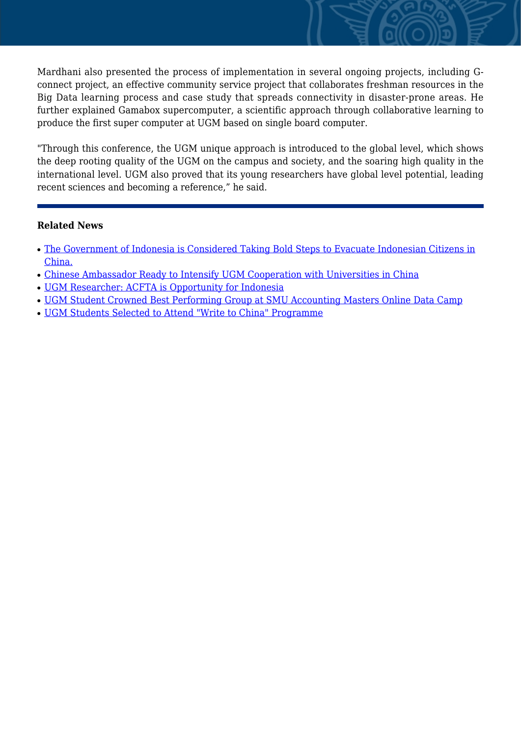Mardhani also presented the process of implementation in several ongoing projects, including G-connect project, an effective community service project that collaborates freshman resources in the Big Data learning process and case study that spreads connectivity in disaster-prone areas. He further explained Gamabox supercomputer, a scientific approach through collaborative learning to produce the first super computer at UGM based on single board computer.

"Through this conference, the UGM unique approach is introduced to the global level, which shows the deep rooting quality of the UGM on the campus and society, and the soaring high quality in the international level. UGM also proved that its young researchers have global level potential, leading recent sciences and becoming a reference," he said.

---

**Related News**

- The Government of Indonesia is Considered Taking Bold Steps to Evacuate Indonesian Citizens in China.
- Chinese Ambassador Ready to Intensify UGM Cooperation with Universities in China
- UGM Researcher: ACFTA is Opportunity for Indonesia
- UGM Student Crowned Best Performing Group at SMU Accounting Masters Online Data Camp
- UGM Students Selected to Attend "Write to China" Programme